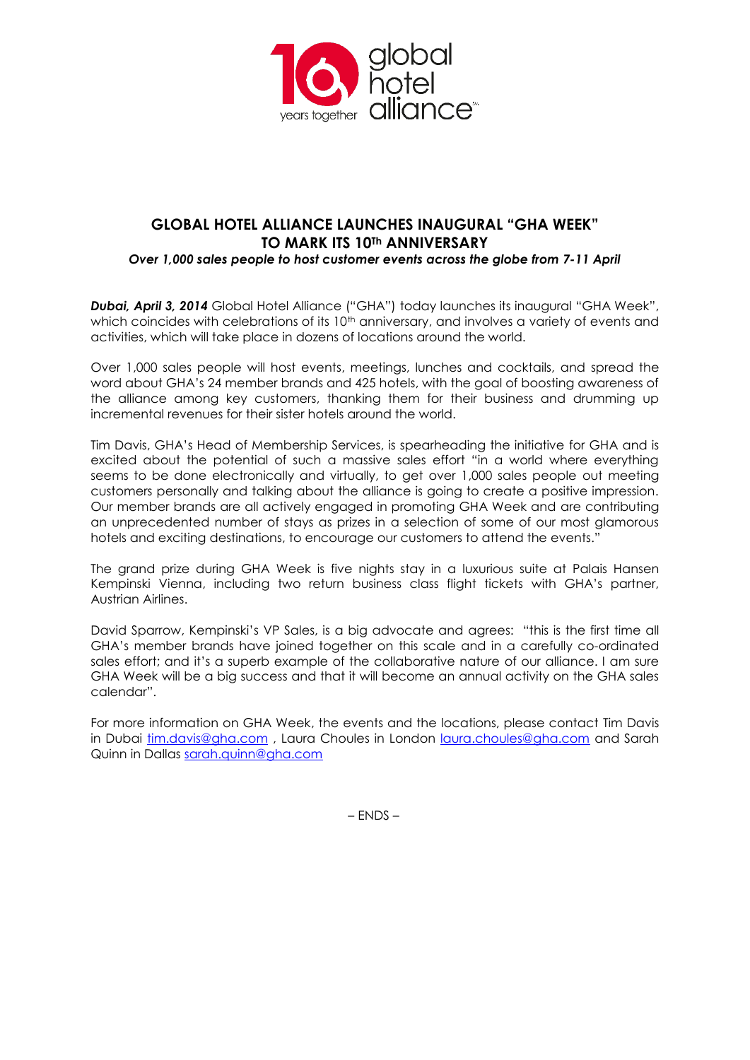# GLOBAL HOTEL ALLIANCE LAUNCHES INAUGURAL "GHA WEEK" TO MARK ITS 10Th ANNIVERSARY

***Over 1,000 sales people to host customer events across the globe from 7-11 April***

***Dubai, April 3, 2014*** Global Hotel Alliance ("GHA") today launches its inaugural "GHA Week", which coincides with celebrations of its 10th anniversary, and involves a variety of events and activities, which will take place in dozens of locations around the world.

Over 1,000 sales people will host events, meetings, lunches and cocktails, and spread the word about GHA's 24 member brands and 425 hotels, with the goal of boosting awareness of the alliance among key customers, thanking them for their business and drumming up incremental revenues for their sister hotels around the world.

Tim Davis, GHA's Head of Membership Services, is spearheading the initiative for GHA and is excited about the potential of such a massive sales effort "in a world where everything seems to be done electronically and virtually, to get over 1,000 sales people out meeting customers personally and talking about the alliance is going to create a positive impression. Our member brands are all actively engaged in promoting GHA Week and are contributing an unprecedented number of stays as prizes in a selection of some of our most glamorous hotels and exciting destinations, to encourage our customers to attend the events."

The grand prize during GHA Week is five nights stay in a luxurious suite at Palais Hansen Kempinski Vienna, including two return business class flight tickets with GHA's partner, Austrian Airlines.

David Sparrow, Kempinski's VP Sales, is a big advocate and agrees: "this is the first time all GHA's member brands have joined together on this scale and in a carefully co-ordinated sales effort; and it's a superb example of the collaborative nature of our alliance. I am sure GHA Week will be a big success and that it will become an annual activity on the GHA sales calendar".

For more information on GHA Week, the events and the locations, please contact Tim Davis in Dubai tim.davis@gha.com , Laura Choules in London laura.choules@gha.com and Sarah Quinn in Dallas sarah.quinn@gha.com

– ENDS –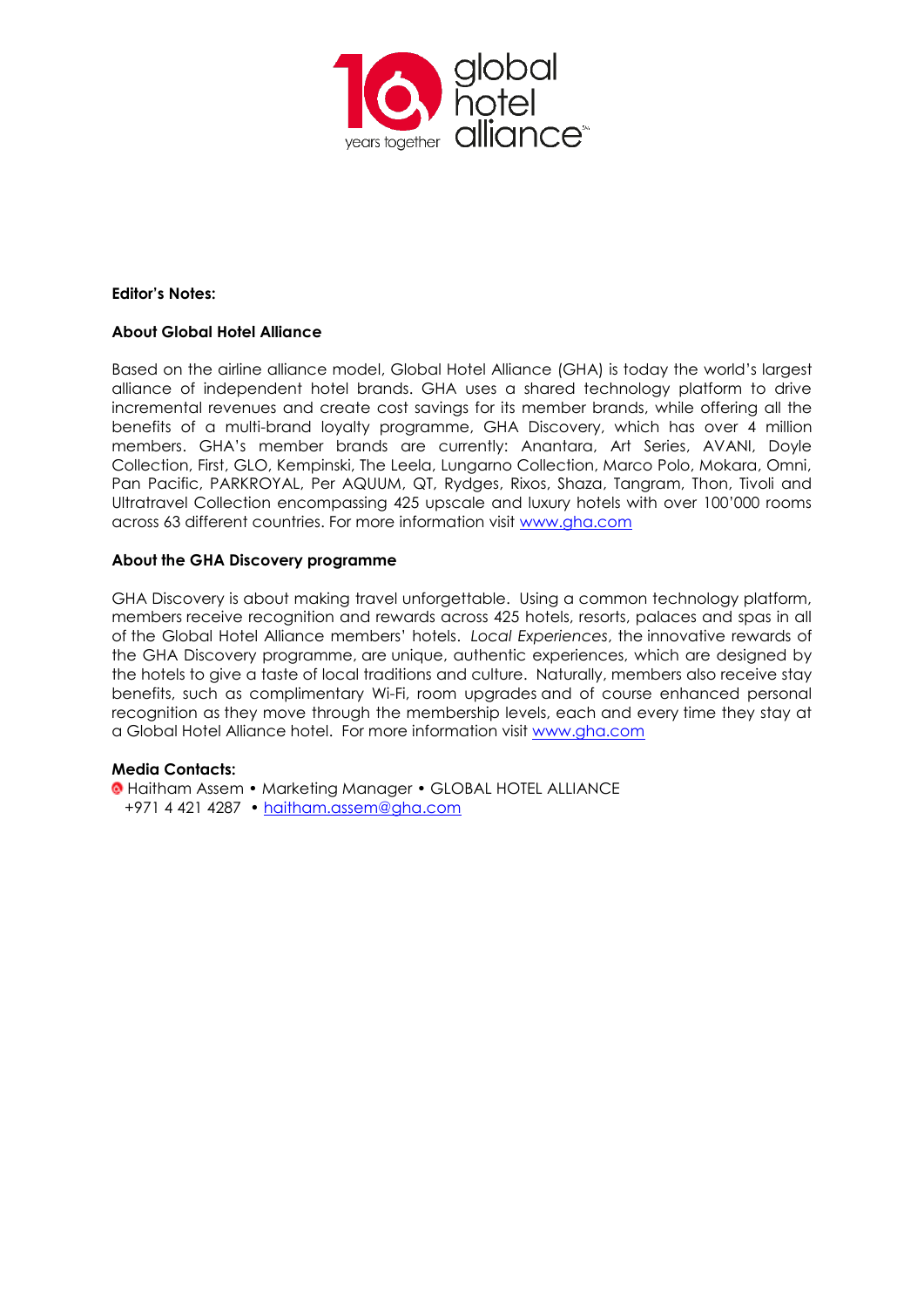**Editor's Notes:**

**About Global Hotel Alliance**

Based on the airline alliance model, Global Hotel Alliance (GHA) is today the world's largest alliance of independent hotel brands. GHA uses a shared technology platform to drive incremental revenues and create cost savings for its member brands, while offering all the benefits of a multi-brand loyalty programme, GHA Discovery, which has over 4 million members. GHA's member brands are currently: Anantara, Art Series, AVANI, Doyle Collection, First, GLO, Kempinski, The Leela, Lungarno Collection, Marco Polo, Mokara, Omni, Pan Pacific, PARKROYAL, Per AQUUM, QT, Rydges, Rixos, Shaza, Tangram, Thon, Tivoli and Ultratravel Collection encompassing 425 upscale and luxury hotels with over 100'000 rooms across 63 different countries. For more information visit www.gha.com

**About the GHA Discovery programme**

GHA Discovery is about making travel unforgettable. Using a common technology platform, members receive recognition and rewards across 425 hotels, resorts, palaces and spas in all of the Global Hotel Alliance members' hotels. *Local Experiences*, the innovative rewards of the GHA Discovery programme, are unique, authentic experiences, which are designed by the hotels to give a taste of local traditions and culture. Naturally, members also receive stay benefits, such as complimentary Wi-Fi, room upgrades and of course enhanced personal recognition as they move through the membership levels, each and every time they stay at a Global Hotel Alliance hotel. For more information visit www.gha.com

**Media Contacts:**

Haitham Assem • Marketing Manager • GLOBAL HOTEL ALLIANCE
+971 4 421 4287 • haitham.assem@gha.com